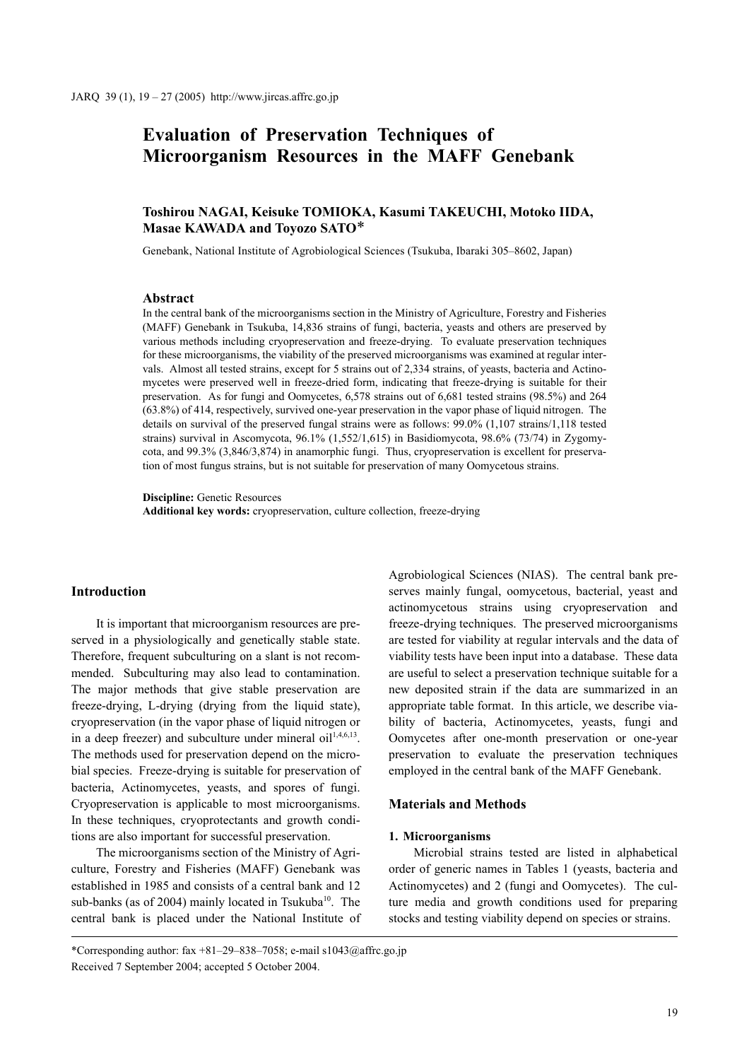# Evaluation of Preservation Techniques of Microorganism Resources in the MAFF Genebank

**Toshirou NAGAI, Keisuke TOMIOKA, Kasumi TAKEUCHI, Motoko IIDA, Masae KAWADA and Toyozo SATO***

Genebank, National Institute of Agrobiological Sciences (Tsukuba, Ibaraki 305–8602, Japan)

## Abstract

In the central bank of the microorganisms section in the Ministry of Agriculture, Forestry and Fisheries (MAFF) Genebank in Tsukuba, 14,836 strains of fungi, bacteria, yeasts and others are preserved by various methods including cryopreservation and freeze-drying. To evaluate preservation techniques for these microorganisms, the viability of the preserved microorganisms was examined at regular intervals. Almost all tested strains, except for 5 strains out of 2,334 strains, of yeasts, bacteria and Actinomycetes were preserved well in freeze-dried form, indicating that freeze-drying is suitable for their preservation. As for fungi and Oomycetes, 6,578 strains out of 6,681 tested strains (98.5%) and 264 (63.8%) of 414, respectively, survived one-year preservation in the vapor phase of liquid nitrogen. The details on survival of the preserved fungal strains were as follows: 99.0% (1,107 strains/1,118 tested strains) survival in Ascomycota, 96.1% (1,552/1,615) in Basidiomycota, 98.6% (73/74) in Zygomycota, and 99.3% (3,846/3,874) in anamorphic fungi. Thus, cryopreservation is excellent for preservation of most fungus strains, but is not suitable for preservation of many Oomycetous strains.

**Discipline:** Genetic Resources
**Additional key words:** cryopreservation, culture collection, freeze-drying

## Introduction

It is important that microorganism resources are preserved in a physiologically and genetically stable state. Therefore, frequent subculturing on a slant is not recommended. Subculturing may also lead to contamination. The major methods that give stable preservation are freeze-drying, L-drying (drying from the liquid state), cryopreservation (in the vapor phase of liquid nitrogen or in a deep freezer) and subculture under mineral oil[1,4,6,13]. The methods used for preservation depend on the microbial species. Freeze-drying is suitable for preservation of bacteria, Actinomycetes, yeasts, and spores of fungi. Cryopreservation is applicable to most microorganisms. In these techniques, cryoprotectants and growth conditions are also important for successful preservation.

The microorganisms section of the Ministry of Agriculture, Forestry and Fisheries (MAFF) Genebank was established in 1985 and consists of a central bank and 12 sub-banks (as of 2004) mainly located in Tsukuba[10]. The central bank is placed under the National Institute of Agrobiological Sciences (NIAS). The central bank preserves mainly fungal, oomycetous, bacterial, yeast and actinomycetous strains using cryopreservation and freeze-drying techniques. The preserved microorganisms are tested for viability at regular intervals and the data of viability tests have been input into a database. These data are useful to select a preservation technique suitable for a new deposited strain if the data are summarized in an appropriate table format. In this article, we describe viability of bacteria, Actinomycetes, yeasts, fungi and Oomycetes after one-month preservation or one-year preservation to evaluate the preservation techniques employed in the central bank of the MAFF Genebank.

## Materials and Methods

### 1. Microorganisms

Microbial strains tested are listed in alphabetical order of generic names in Tables 1 (yeasts, bacteria and Actinomycetes) and 2 (fungi and Oomycetes). The culture media and growth conditions used for preparing stocks and testing viability depend on species or strains.

*Corresponding author: fax +81–29–838–7058; e-mail s1043@affrc.go.jp
Received 7 September 2004; accepted 5 October 2004.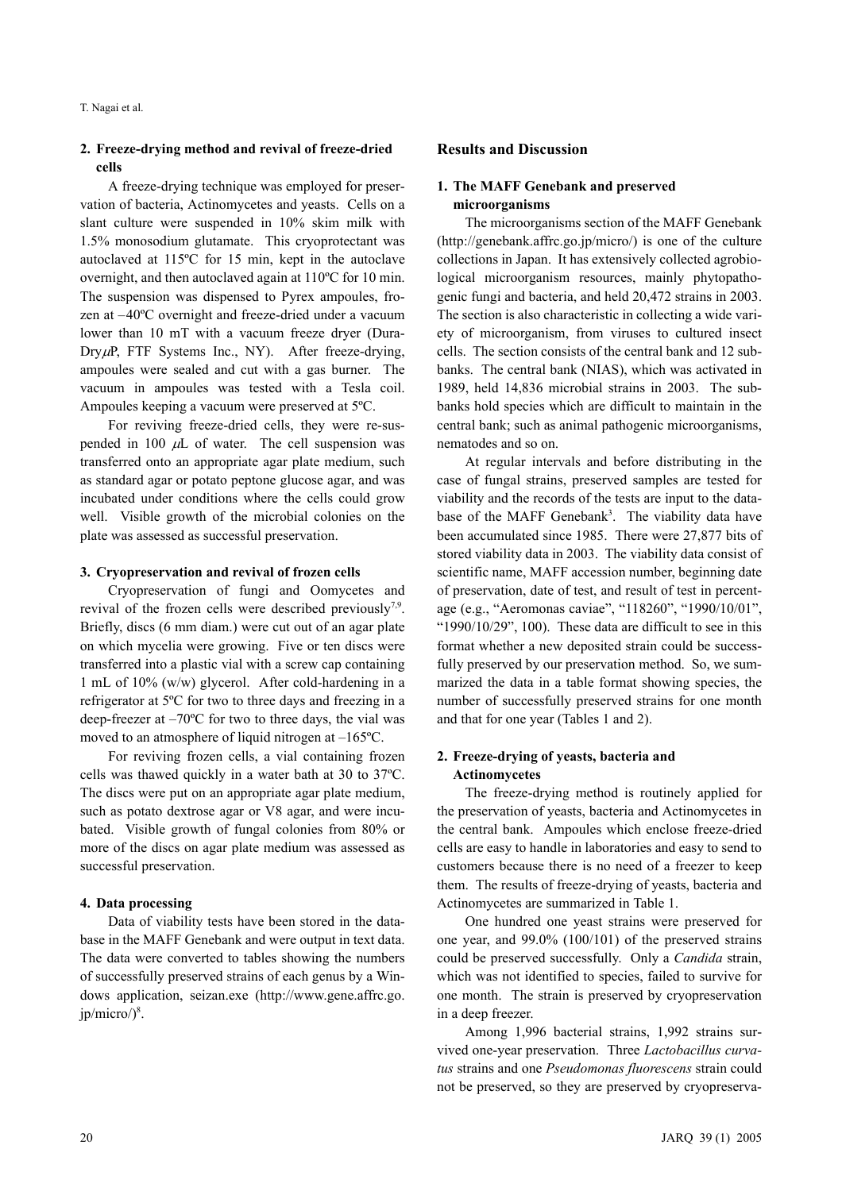## 2. Freeze-drying method and revival of freeze-dried cells

A freeze-drying technique was employed for preservation of bacteria, Actinomycetes and yeasts. Cells on a slant culture were suspended in 10% skim milk with 1.5% monosodium glutamate. This cryoprotectant was autoclaved at 115ºC for 15 min, kept in the autoclave overnight, and then autoclaved again at 110ºC for 10 min. The suspension was dispensed to Pyrex ampoules, frozen at –40ºC overnight and freeze-dried under a vacuum lower than 10 mT with a vacuum freeze dryer (Dura-Dry$\mu$P, FTF Systems Inc., NY). After freeze-drying, ampoules were sealed and cut with a gas burner. The vacuum in ampoules was tested with a Tesla coil. Ampoules keeping a vacuum were preserved at 5ºC.

For reviving freeze-dried cells, they were re-suspended in 100 $\mu$L of water. The cell suspension was transferred onto an appropriate agar plate medium, such as standard agar or potato peptone glucose agar, and was incubated under conditions where the cells could grow well. Visible growth of the microbial colonies on the plate was assessed as successful preservation.

## 3. Cryopreservation and revival of frozen cells

Cryopreservation of fungi and Oomycetes and revival of the frozen cells were described previously[7,9]. Briefly, discs (6 mm diam.) were cut out of an agar plate on which mycelia were growing. Five or ten discs were transferred into a plastic vial with a screw cap containing 1 mL of 10% (w/w) glycerol. After cold-hardening in a refrigerator at 5ºC for two to three days and freezing in a deep-freezer at –70ºC for two to three days, the vial was moved to an atmosphere of liquid nitrogen at –165ºC.

For reviving frozen cells, a vial containing frozen cells was thawed quickly in a water bath at 30 to 37ºC. The discs were put on an appropriate agar plate medium, such as potato dextrose agar or V8 agar, and were incubated. Visible growth of fungal colonies from 80% or more of the discs on agar plate medium was assessed as successful preservation.

## 4. Data processing

Data of viability tests have been stored in the database in the MAFF Genebank and were output in text data. The data were converted to tables showing the numbers of successfully preserved strains of each genus by a Windows application, seizan.exe (http://www.gene.affrc.go.jp/micro/)[8].

# Results and Discussion

## 1. The MAFF Genebank and preserved microorganisms

The microorganisms section of the MAFF Genebank (http://genebank.affrc.go.jp/micro/) is one of the culture collections in Japan. It has extensively collected agrobiological microorganism resources, mainly phytopathogenic fungi and bacteria, and held 20,472 strains in 2003. The section is also characteristic in collecting a wide variety of microorganism, from viruses to cultured insect cells. The section consists of the central bank and 12 subbanks. The central bank (NIAS), which was activated in 1989, held 14,836 microbial strains in 2003. The subbanks hold species which are difficult to maintain in the central bank; such as animal pathogenic microorganisms, nematodes and so on.

At regular intervals and before distributing in the case of fungal strains, preserved samples are tested for viability and the records of the tests are input to the database of the MAFF Genebank[3]. The viability data have been accumulated since 1985. There were 27,877 bits of stored viability data in 2003. The viability data consist of scientific name, MAFF accession number, beginning date of preservation, date of test, and result of test in percentage (e.g., "Aeromonas caviae", "118260", "1990/10/01", "1990/10/29", 100). These data are difficult to see in this format whether a new deposited strain could be successfully preserved by our preservation method. So, we summarized the data in a table format showing species, the number of successfully preserved strains for one month and that for one year (Tables 1 and 2).

## 2. Freeze-drying of yeasts, bacteria and Actinomycetes

The freeze-drying method is routinely applied for the preservation of yeasts, bacteria and Actinomycetes in the central bank. Ampoules which enclose freeze-dried cells are easy to handle in laboratories and easy to send to customers because there is no need of a freezer to keep them. The results of freeze-drying of yeasts, bacteria and Actinomycetes are summarized in Table 1.

One hundred one yeast strains were preserved for one year, and 99.0% (100/101) of the preserved strains could be preserved successfully. Only a *Candida* strain, which was not identified to species, failed to survive for one month. The strain is preserved by cryopreservation in a deep freezer.

Among 1,996 bacterial strains, 1,992 strains survived one-year preservation. Three *Lactobacillus curvatus* strains and one *Pseudomonas fluorescens* strain could not be preserved, so they are preserved by cryopreserva-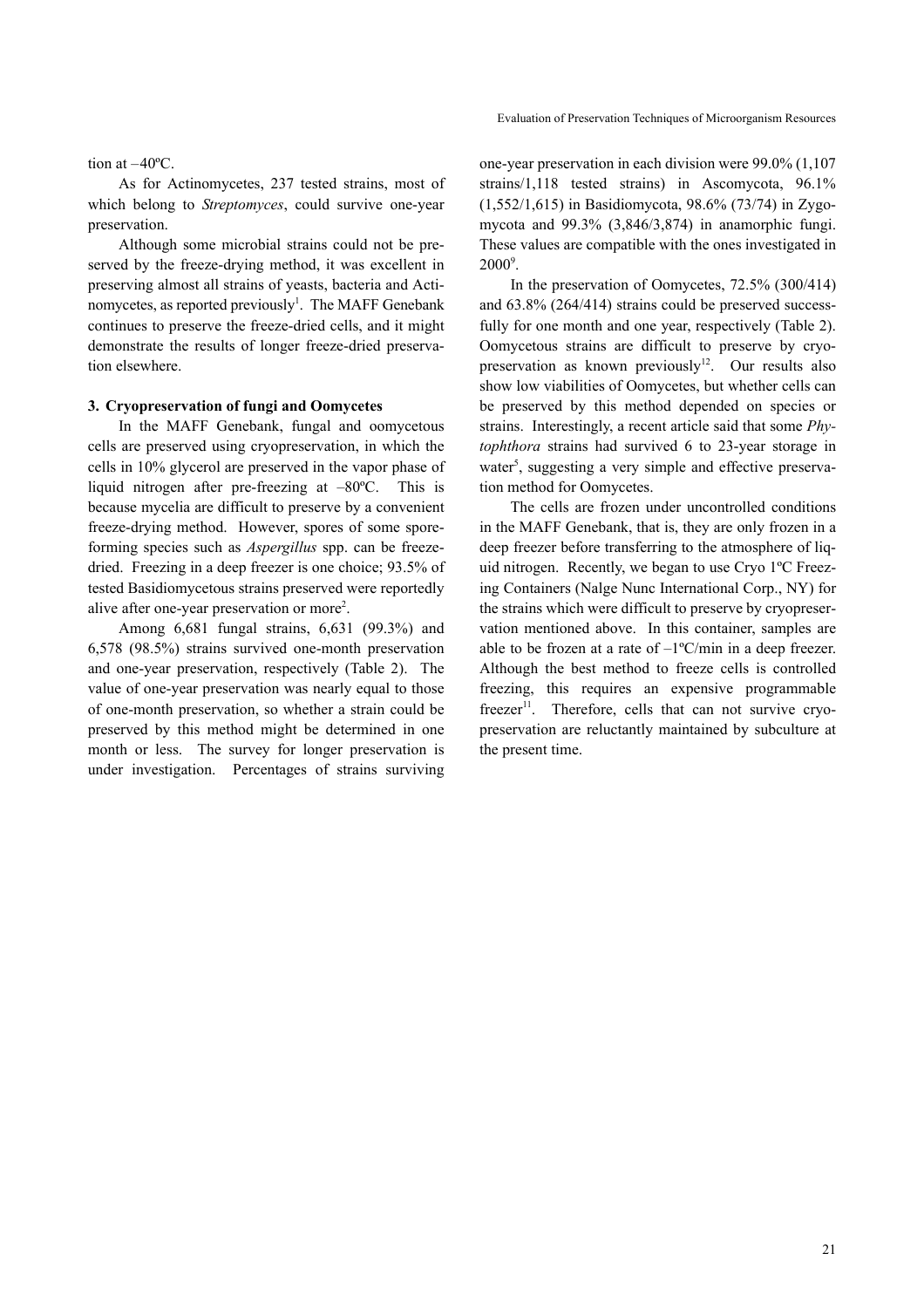tion at –40ºC.

As for Actinomycetes, 237 tested strains, most of which belong to *Streptomyces*, could survive one-year preservation.

Although some microbial strains could not be preserved by the freeze-drying method, it was excellent in preserving almost all strains of yeasts, bacteria and Actinomycetes, as reported previously[1]. The MAFF Genebank continues to preserve the freeze-dried cells, and it might demonstrate the results of longer freeze-dried preservation elsewhere.

### 3. Cryopreservation of fungi and Oomycetes

In the MAFF Genebank, fungal and oomycetous cells are preserved using cryopreservation, in which the cells in 10% glycerol are preserved in the vapor phase of liquid nitrogen after pre-freezing at –80ºC. This is because mycelia are difficult to preserve by a convenient freeze-drying method. However, spores of some spore-forming species such as *Aspergillus* spp. can be freeze-dried. Freezing in a deep freezer is one choice; 93.5% of tested Basidiomycetous strains preserved were reportedly alive after one-year preservation or more[2].

Among 6,681 fungal strains, 6,631 (99.3%) and 6,578 (98.5%) strains survived one-month preservation and one-year preservation, respectively (Table 2). The value of one-year preservation was nearly equal to those of one-month preservation, so whether a strain could be preserved by this method might be determined in one month or less. The survey for longer preservation is under investigation. Percentages of strains surviving one-year preservation in each division were 99.0% (1,107 strains/1,118 tested strains) in Ascomycota, 96.1% (1,552/1,615) in Basidiomycota, 98.6% (73/74) in Zygomycota and 99.3% (3,846/3,874) in anamorphic fungi. These values are compatible with the ones investigated in 2000[9].

In the preservation of Oomycetes, 72.5% (300/414) and 63.8% (264/414) strains could be preserved successfully for one month and one year, respectively (Table 2). Oomycetous strains are difficult to preserve by cryopreservation as known previously[12]. Our results also show low viabilities of Oomycetes, but whether cells can be preserved by this method depended on species or strains. Interestingly, a recent article said that some *Phytophthora* strains had survived 6 to 23-year storage in water[5], suggesting a very simple and effective preservation method for Oomycetes.

The cells are frozen under uncontrolled conditions in the MAFF Genebank, that is, they are only frozen in a deep freezer before transferring to the atmosphere of liquid nitrogen. Recently, we began to use Cryo 1ºC Freezing Containers (Nalge Nunc International Corp., NY) for the strains which were difficult to preserve by cryopreservation mentioned above. In this container, samples are able to be frozen at a rate of –1ºC/min in a deep freezer. Although the best method to freeze cells is controlled freezing, this requires an expensive programmable freezer[11]. Therefore, cells that can not survive cryopreservation are reluctantly maintained by subculture at the present time.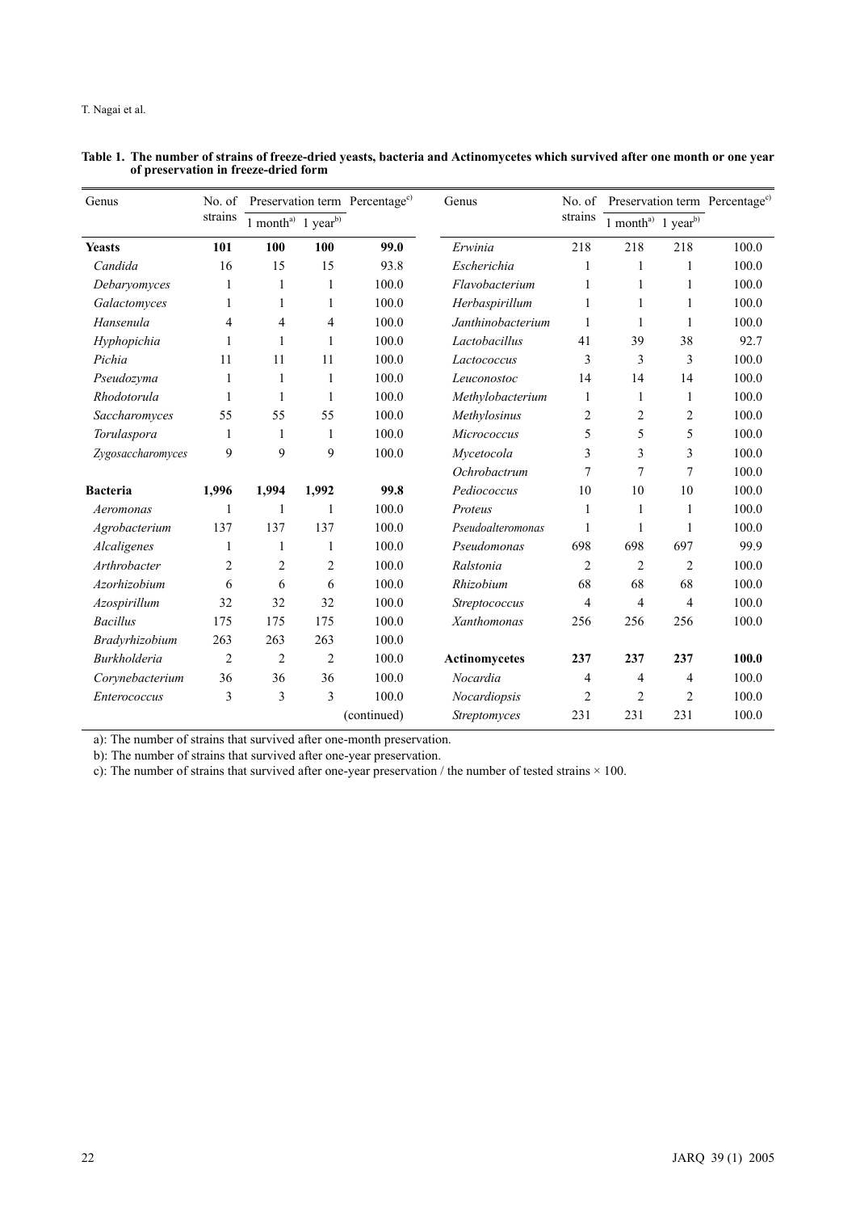**Table 1. The number of strains of freeze-dried yeasts, bacteria and Actinomycetes which survived after one month or one year of preservation in freeze-dried form**

| Genus | No. of strains | Preservation term | | Percentage[c)] |
|---|---|---|---|---|
| | | 1 month[a)] | 1 year[b)] | |
| **Yeasts** | **101** | **100** | **100** | **99.0** |
| *Candida* | 16 | 15 | 15 | 93.8 |
| *Debaryomyces* | 1 | 1 | 1 | 100.0 |
| *Galactomyces* | 1 | 1 | 1 | 100.0 |
| *Hansenula* | 4 | 4 | 4 | 100.0 |
| *Hyphopichia* | 1 | 1 | 1 | 100.0 |
| *Pichia* | 11 | 11 | 11 | 100.0 |
| *Pseudozyma* | 1 | 1 | 1 | 100.0 |
| *Rhodotorula* | 1 | 1 | 1 | 100.0 |
| *Saccharomyces* | 55 | 55 | 55 | 100.0 |
| *Torulaspora* | 1 | 1 | 1 | 100.0 |
| *Zygosaccharomyces* | 9 | 9 | 9 | 100.0 |
| **Bacteria** | **1,996** | **1,994** | **1,992** | **99.8** |
| *Aeromonas* | 1 | 1 | 1 | 100.0 |
| *Agrobacterium* | 137 | 137 | 137 | 100.0 |
| *Alcaligenes* | 1 | 1 | 1 | 100.0 |
| *Arthrobacter* | 2 | 2 | 2 | 100.0 |
| *Azorhizobium* | 6 | 6 | 6 | 100.0 |
| *Azospirillum* | 32 | 32 | 32 | 100.0 |
| *Bacillus* | 175 | 175 | 175 | 100.0 |
| *Bradyrhizobium* | 263 | 263 | 263 | 100.0 |
| *Burkholderia* | 2 | 2 | 2 | 100.0 |
| *Corynebacterium* | 36 | 36 | 36 | 100.0 |
| *Enterococcus* | 3 | 3 | 3 | 100.0 |
| *Erwinia* | 218 | 218 | 218 | 100.0 |
| *Escherichia* | 1 | 1 | 1 | 100.0 |
| *Flavobacterium* | 1 | 1 | 1 | 100.0 |
| *Herbaspirillum* | 1 | 1 | 1 | 100.0 |
| *Janthinobacterium* | 1 | 1 | 1 | 100.0 |
| *Lactobacillus* | 41 | 39 | 38 | 92.7 |
| *Lactococcus* | 3 | 3 | 3 | 100.0 |
| *Leuconostoc* | 14 | 14 | 14 | 100.0 |
| *Methylobacterium* | 1 | 1 | 1 | 100.0 |
| *Methylosinus* | 2 | 2 | 2 | 100.0 |
| *Micrococcus* | 5 | 5 | 5 | 100.0 |
| *Mycetocola* | 3 | 3 | 3 | 100.0 |
| *Ochrobactrum* | 7 | 7 | 7 | 100.0 |
| *Pediococcus* | 10 | 10 | 10 | 100.0 |
| *Proteus* | 1 | 1 | 1 | 100.0 |
| *Pseudoalteromonas* | 1 | 1 | 1 | 100.0 |
| *Pseudomonas* | 698 | 698 | 697 | 99.9 |
| *Ralstonia* | 2 | 2 | 2 | 100.0 |
| *Rhizobium* | 68 | 68 | 68 | 100.0 |
| *Streptococcus* | 4 | 4 | 4 | 100.0 |
| *Xanthomonas* | 256 | 256 | 256 | 100.0 |
| **Actinomycetes** | **237** | **237** | **237** | **100.0** |
| *Nocardia* | 4 | 4 | 4 | 100.0 |
| *Nocardiopsis* | 2 | 2 | 2 | 100.0 |
| *Streptomyces* | 231 | 231 | 231 | 100.0 |

a): The number of strains that survived after one-month preservation.

b): The number of strains that survived after one-year preservation.

c): The number of strains that survived after one-year preservation / the number of tested strains × 100.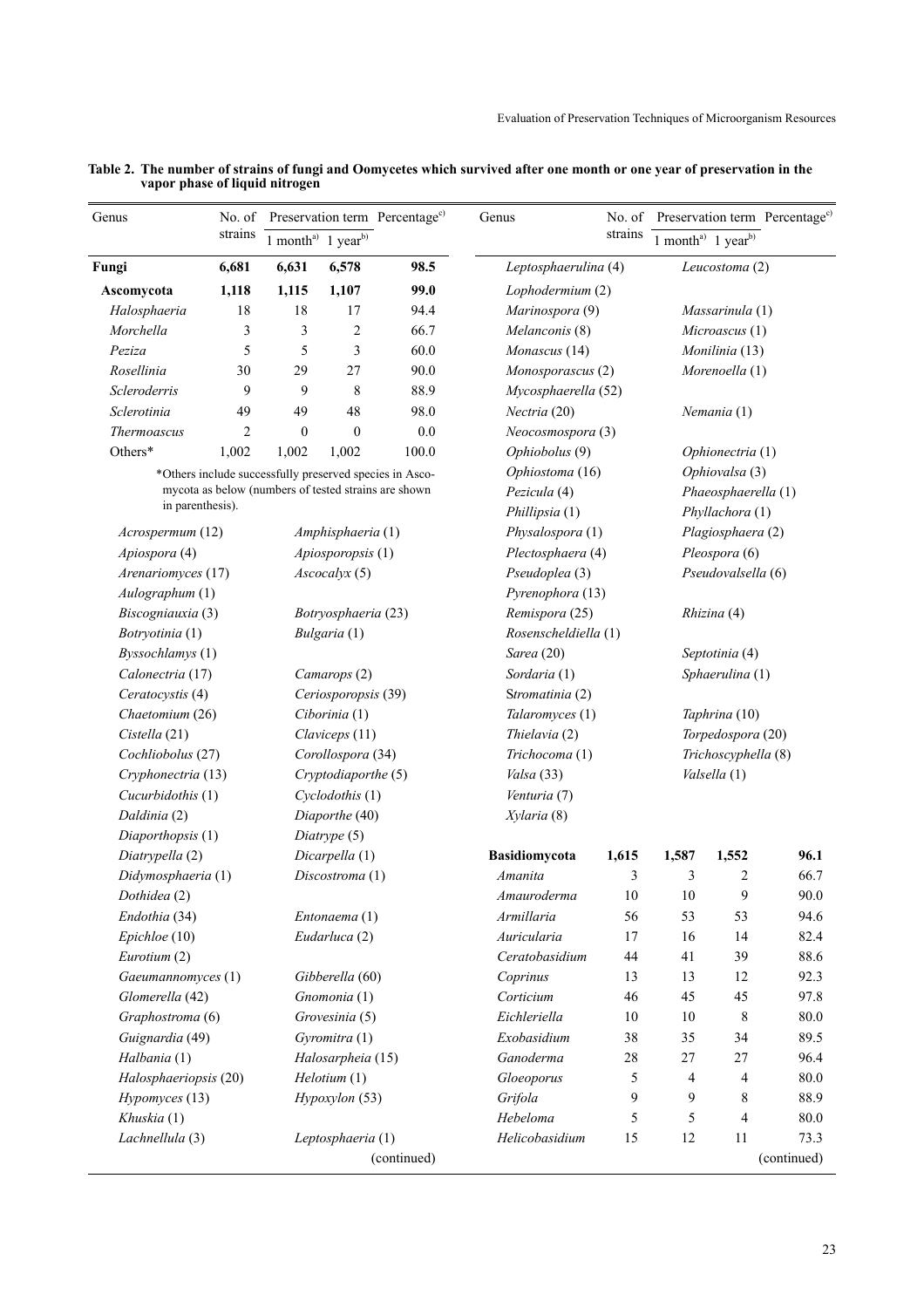**Table 2. The number of strains of fungi and Oomycetes which survived after one month or one year of preservation in the vapor phase of liquid nitrogen**

| Genus | No. of strains | Preservation term 1 month[a)] | 1 year[b)] | Percentage[c)] |
|---|---|---|---|---|
| **Fungi** | **6,681** | **6,631** | **6,578** | **98.5** |
| **Ascomycota** | **1,118** | **1,115** | **1,107** | **99.0** |
| *Halosphaeria* | 18 | 18 | 17 | 94.4 |
| *Morchella* | 3 | 3 | 2 | 66.7 |
| *Peziza* | 5 | 5 | 3 | 60.0 |
| *Rosellinia* | 30 | 29 | 27 | 90.0 |
| *Scleroderris* | 9 | 9 | 8 | 88.9 |
| *Sclerotinia* | 49 | 49 | 48 | 98.0 |
| *Thermoascus* | 2 | 0 | 0 | 0.0 |
| Others* | 1,002 | 1,002 | 1,002 | 100.0 |

*Others include successfully preserved species in Ascomycota as below (numbers of tested strains are shown in parenthesis).

*Acrospermum* (12), *Amphisphaeria* (1), *Apiospora* (4), *Apiosporopsis* (1), *Arenariomyces* (17), *Ascocalyx* (5), *Aulographum* (1), *Biscogniauxia* (3), *Botryosphaeria* (23), *Botryotinia* (1), *Bulgaria* (1), *Byssochlamys* (1), *Calonectria* (17), *Camarops* (2), *Ceratocystis* (4), *Ceriosporopsis* (39), *Chaetomium* (26), *Ciborinia* (1), *Cistella* (21), *Claviceps* (11), *Cochliobolus* (27), *Corollospora* (34), *Cryphonectria* (13), *Cryptodiaporthe* (5), *Cucurbidothis* (1), *Cyclodothis* (1), *Daldinia* (2), *Diaporthe* (40), *Diaporthopsis* (1), *Diatrype* (5), *Diatrypella* (2), *Dicarpella* (1), *Didymosphaeria* (1), *Discostroma* (1), *Dothidea* (2), *Endothia* (34), *Entonaema* (1), *Epichloe* (10), *Eudarluca* (2), *Eurotium* (2), *Gaeumannomyces* (1), *Gibberella* (60), *Glomerella* (42), *Gnomonia* (1), *Graphostroma* (6), *Grovesinia* (5), *Guignardia* (49), *Gyromitra* (1), *Halbania* (1), *Halosarpheia* (15), *Halosphaeriopsis* (20), *Helotium* (1), *Hypomyces* (13), *Hypoxylon* (53), *Khuskia* (1), *Lachnellula* (3), *Leptosphaeria* (1), *Leptosphaerulina* (4), *Leucostoma* (2), *Lophodermium* (2), *Marinospora* (9), *Massarinula* (1), *Melanconis* (8), *Microascus* (1), *Monascus* (14), *Monilinia* (13), *Monosporascus* (2), *Morenoella* (1), *Mycosphaerella* (52), *Nectria* (20), *Nemania* (1), *Neocosmospora* (3), *Ophiobolus* (9), *Ophionectria* (1), *Ophiostoma* (16), *Ophiovalsa* (3), *Pezicula* (4), *Phaeosphaerella* (1), *Phillipsia* (1), *Phyllachora* (1), *Physalospora* (1), *Plagiosphaera* (2), *Plectosphaera* (4), *Pleospora* (6), *Pseudoplea* (3), *Pseudovalsella* (6), *Pyrenophora* (13), *Remispora* (25), *Rhizina* (4), *Rosenscheldiella* (1), *Sarea* (20), *Septotinia* (4), *Sordaria* (1), *Sphaerulina* (1), *Stromatinia* (2), *Talaromyces* (1), *Taphrina* (10), *Thielavia* (2), *Torpedospora* (20), *Trichocoma* (1), *Trichoscyphella* (8), *Valsa* (33), *Valsella* (1), *Venturia* (7), *Xylaria* (8)

| Genus | No. of strains | Preservation term 1 month[a)] | 1 year[b)] | Percentage[c)] |
|---|---|---|---|---|
| **Basidiomycota** | **1,615** | **1,587** | **1,552** | **96.1** |
| *Amanita* | 3 | 3 | 2 | 66.7 |
| *Amauroderma* | 10 | 10 | 9 | 90.0 |
| *Armillaria* | 56 | 53 | 53 | 94.6 |
| *Auricularia* | 17 | 16 | 14 | 82.4 |
| *Ceratobasidium* | 44 | 41 | 39 | 88.6 |
| *Coprinus* | 13 | 13 | 12 | 92.3 |
| *Corticium* | 46 | 45 | 45 | 97.8 |
| *Eichleriella* | 10 | 10 | 8 | 80.0 |
| *Exobasidium* | 38 | 35 | 34 | 89.5 |
| *Ganoderma* | 28 | 27 | 27 | 96.4 |
| *Gloeoporus* | 5 | 4 | 4 | 80.0 |
| *Grifola* | 9 | 9 | 8 | 88.9 |
| *Hebeloma* | 5 | 5 | 4 | 80.0 |
| *Helicobasidium* | 15 | 12 | 11 | 73.3 |

(continued)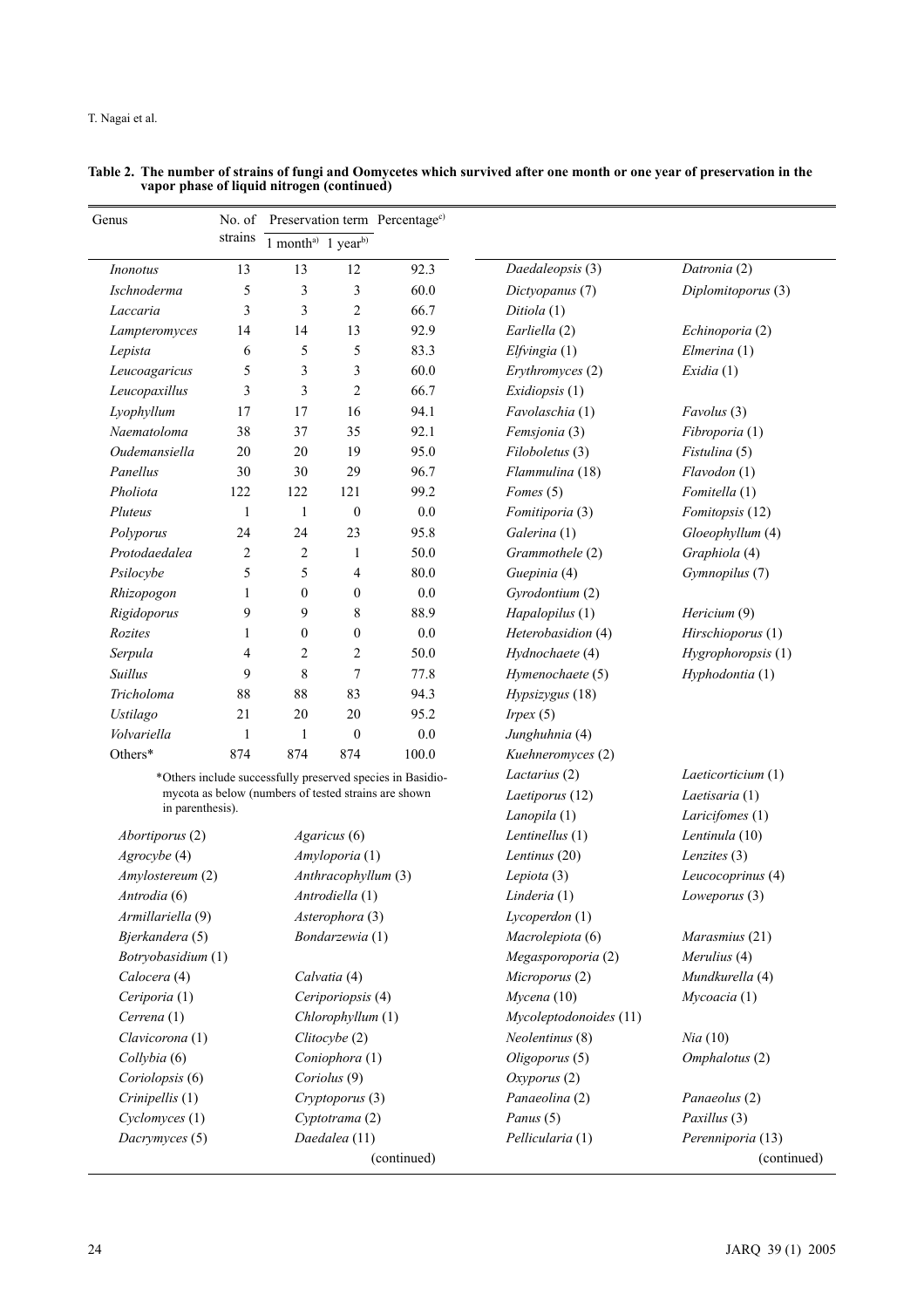**Table 2. The number of strains of fungi and Oomycetes which survived after one month or one year of preservation in the vapor phase of liquid nitrogen (continued)**

| Genus | No. of strains | Preservation term | | Percentage[c)] |
|---|---|---|---|---|
| | | 1 month[a)] | 1 year[b)] | |
| *Inonotus* | 13 | 13 | 12 | 92.3 |
| *Ischnoderma* | 5 | 3 | 3 | 60.0 |
| *Laccaria* | 3 | 3 | 2 | 66.7 |
| *Lampteromyces* | 14 | 14 | 13 | 92.9 |
| *Lepista* | 6 | 5 | 5 | 83.3 |
| *Leucoagaricus* | 5 | 3 | 3 | 60.0 |
| *Leucopaxillus* | 3 | 3 | 2 | 66.7 |
| *Lyophyllum* | 17 | 17 | 16 | 94.1 |
| *Naematoloma* | 38 | 37 | 35 | 92.1 |
| *Oudemansiella* | 20 | 20 | 19 | 95.0 |
| *Panellus* | 30 | 30 | 29 | 96.7 |
| *Pholiota* | 122 | 122 | 121 | 99.2 |
| *Pluteus* | 1 | 1 | 0 | 0.0 |
| *Polyporus* | 24 | 24 | 23 | 95.8 |
| *Protodaedalea* | 2 | 2 | 1 | 50.0 |
| *Psilocybe* | 5 | 5 | 4 | 80.0 |
| *Rhizopogon* | 1 | 0 | 0 | 0.0 |
| *Rigidoporus* | 9 | 9 | 8 | 88.9 |
| *Rozites* | 1 | 0 | 0 | 0.0 |
| *Serpula* | 4 | 2 | 2 | 50.0 |
| *Suillus* | 9 | 8 | 7 | 77.8 |
| *Tricholoma* | 88 | 88 | 83 | 94.3 |
| *Ustilago* | 21 | 20 | 20 | 95.2 |
| *Volvariella* | 1 | 1 | 0 | 0.0 |
| Others* | 874 | 874 | 874 | 100.0 |

*Others include successfully preserved species in Basidiomycota as below (numbers of tested strains are shown in parenthesis).

*Abortiporus* (2), *Agaricus* (6), *Agrocybe* (4), *Amyloporia* (1), *Amylostereum* (2), *Anthracophyllum* (3), *Antrodia* (6), *Antrodiella* (1), *Armillariella* (9), *Asterophora* (3), *Bjerkandera* (5), *Bondarzewia* (1), *Botryobasidium* (1), *Calocera* (4), *Calvatia* (4), *Ceriporia* (1), *Ceriporiopsis* (4), *Cerrena* (1), *Chlorophyllum* (1), *Clavicorona* (1), *Clitocybe* (2), *Collybia* (6), *Coniophora* (1), *Coriolopsis* (6), *Coriolus* (9), *Crinipellis* (1), *Cryptoporus* (3), *Cyclomyces* (1), *Cyptotrama* (2), *Dacrymyces* (5), *Daedalea* (11), *Daedaleopsis* (3), *Datronia* (2), *Dictyopanus* (7), *Diplomitoporus* (3), *Ditiola* (1), *Earliella* (2), *Echinoporia* (2), *Elfvingia* (1), *Elmerina* (1), *Erythromyces* (2), *Exidia* (1), *Exidiopsis* (1), *Favolaschia* (1), *Favolus* (3), *Femsjonia* (3), *Fibroporia* (1), *Filoboletus* (3), *Fistulina* (5), *Flammulina* (18), *Flavodon* (1), *Fomes* (5), *Fomitella* (1), *Fomitiporia* (3), *Fomitopsis* (12), *Galerina* (1), *Gloeophyllum* (4), *Grammothele* (2), *Graphiola* (4), *Guepinia* (4), *Gymnopilus* (7), *Gyrodontium* (2), *Hapalopilus* (1), *Hericium* (9), *Heterobasidion* (4), *Hirschioporus* (1), *Hydnochaete* (4), *Hygrophoropsis* (1), *Hymenochaete* (5), *Hyphodontia* (1), *Hypsizygus* (18), *Irpex* (5), *Junghuhnia* (4), *Kuehneromyces* (2), *Lactarius* (2), *Laeticorticium* (1), *Laetiporus* (12), *Laetisaria* (1), *Lanopila* (1), *Laricifomes* (1), *Lentinellus* (1), *Lentinula* (10), *Lentinus* (20), *Lenzites* (3), *Lepiota* (3), *Leucocoprinus* (4), *Linderia* (1), *Loweporus* (3), *Lycoperdon* (1), *Macrolepiota* (6), *Marasmius* (21), *Megasporoporia* (2), *Merulius* (4), *Microporus* (2), *Mundkurella* (4), *Mycena* (10), *Mycoacia* (1), *Mycoleptodonoides* (11), *Neolentinus* (8), *Nia* (10), *Oligoporus* (5), *Omphalotus* (2), *Oxyporus* (2), *Panaeolina* (2), *Panaeolus* (2), *Panus* (5), *Paxillus* (3), *Pellicularia* (1), *Perenniporia* (13)

(continued)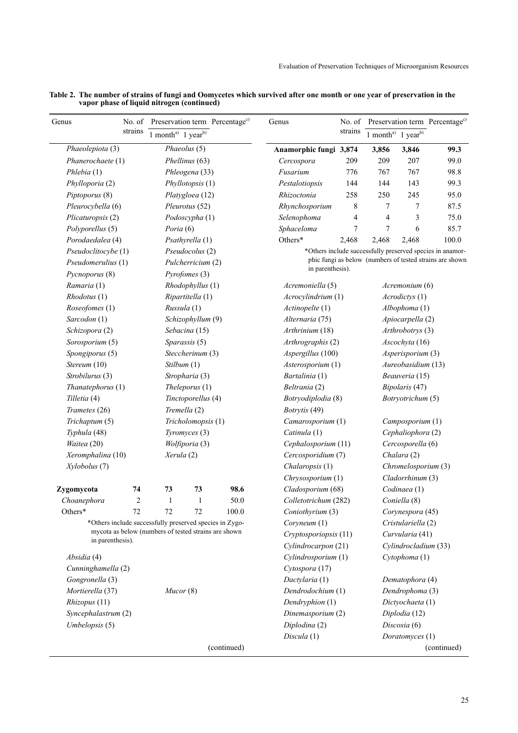**Table 2. The number of strains of fungi and Oomycetes which survived after one month or one year of preservation in the vapor phase of liquid nitrogen (continued)**

| Genus | | | | |
|---|---|---|---|---|
| *Phaeolepiota* (3) | *Phaeolus* (5) | | | |
| *Phanerochaete* (1) | *Phellinus* (63) | | | |
| *Phlebia* (1) | *Phleogena* (33) | | | |
| *Phylloporia* (2) | *Phyllotopsis* (1) | | | |
| *Piptoporus* (8) | *Platygloea* (12) | | | |
| *Pleurocybella* (6) | *Pleurotus* (52) | | | |
| *Plicaturopsis* (2) | *Podoscypha* (1) | | | |
| *Polyporellus* (5) | *Poria* (6) | | | |
| *Porodaedalea* (4) | *Psathyrella* (1) | | | |
| *Pseudoclitocybe* (1) | *Pseudocolus* (2) | | | |
| *Pseudomerulius* (1) | *Pulcherricium* (2) | | | |
| *Pycnoporus* (8) | *Pyrofomes* (3) | | | |
| *Ramaria* (1) | *Rhodophyllus* (1) | | | |
| *Rhodotus* (1) | *Ripartitella* (1) | | | |
| *Roseofomes* (1) | *Russula* (1) | | | |
| *Sarcodon* (1) | *Schizophyllum* (9) | | | |
| *Schizopora* (2) | *Sebacina* (15) | | | |
| *Sorosporium* (5) | *Sparassis* (5) | | | |
| *Spongiporus* (5) | *Steccherinum* (3) | | | |
| *Stereum* (10) | *Stilbum* (1) | | | |
| *Strobilurus* (3) | *Stropharia* (3) | | | |
| *Thanatephorus* (1) | *Theleporus* (1) | | | |
| *Tilletia* (4) | *Tinctoporellus* (4) | | | |
| *Trametes* (26) | *Tremella* (2) | | | |
| *Trichaptum* (5) | *Tricholomopsis* (1) | | | |
| *Typhula* (48) | *Tyromyces* (3) | | | |
| *Waitea* (20) | *Wolfiporia* (3) | | | |
| *Xeromphalina* (10) | *Xerula* (2) | | | |
| *Xylobolus* (7) | | | | |

| Genus | No. of strains | Preservation term 1 month[a)] | Preservation term 1 year[b)] | Percentage[c)] |
|---|---|---|---|---|
| **Zygomycota** | **74** | **73** | **73** | **98.6** |
| *Choanephora* | 2 | 1 | 1 | 50.0 |
| Others* | 72 | 72 | 72 | 100.0 |

*Others include successfully preserved species in Zygomycota as below (numbers of tested strains are shown in parenthesis).

*Absidia* (4), *Cunninghamella* (2), *Gongronella* (3), *Mortierella* (37), *Mucor* (8), *Rhizopus* (11), *Syncephalastrum* (2), *Umbelopsis* (5)

(continued)

| Genus | No. of strains | Preservation term 1 month[a)] | Preservation term 1 year[b)] | Percentage[c)] |
|---|---|---|---|---|
| **Anamorphic fungi** | **3,874** | **3,856** | **3,846** | **99.3** |
| *Cercospora* | 209 | 209 | 207 | 99.0 |
| *Fusarium* | 776 | 767 | 767 | 98.8 |
| *Pestalotiopsis* | 144 | 144 | 143 | 99.3 |
| *Rhizoctonia* | 258 | 250 | 245 | 95.0 |
| *Rhynchosporium* | 8 | 7 | 7 | 87.5 |
| *Selenophoma* | 4 | 4 | 3 | 75.0 |
| *Sphaceloma* | 7 | 7 | 6 | 85.7 |
| Others* | 2,468 | 2,468 | 2,468 | 100.0 |

*Others include successfully preserved species in anamorphic fungi as below (numbers of tested strains are shown in parenthesis).

| | |
|---|---|
| *Acremoniella* (5) | *Acremonium* (6) |
| *Acrocylindrium* (1) | *Acrodictys* (1) |
| *Actinopelte* (1) | *Albophoma* (1) |
| *Alternaria* (75) | *Apiocarpella* (2) |
| *Arthrinium* (18) | *Arthrobotrys* (3) |
| *Arthrographis* (2) | *Ascochyta* (16) |
| *Aspergillus* (100) | *Asperisporium* (3) |
| *Asterosporium* (1) | *Aureobasidium* (13) |
| *Bartalinia* (1) | *Beauveria* (15) |
| *Beltrania* (2) | *Bipolaris* (47) |
| *Botryodiplodia* (8) | *Botryotrichum* (5) |
| *Botrytis* (49) | |
| *Camarosporium* (1) | *Camposporium* (1) |
| *Catinula* (1) | *Cephaliophora* (2) |
| *Cephalosporium* (11) | *Cercosporella* (6) |
| *Cercosporidium* (7) | *Chalara* (2) |
| *Chalaropsis* (1) | *Chromelosporium* (3) |
| *Chrysosporium* (1) | *Cladorrhinum* (3) |
| *Cladosporium* (68) | *Codinaea* (1) |
| *Colletotrichum* (282) | *Coniella* (8) |
| *Coniothyrium* (3) | *Corynespora* (45) |
| *Coryneum* (1) | *Cristulariella* (2) |
| *Cryptosporiopsis* (11) | *Curvularia* (41) |
| *Cylindrocarpon* (21) | *Cylindrocladium* (33) |
| *Cylindrosporium* (1) | *Cytophoma* (1) |
| *Cytospora* (17) | |
| *Dactylaria* (1) | *Dematophora* (4) |
| *Dendrodochium* (1) | *Dendrophoma* (3) |
| *Dendryphion* (1) | *Dictyochaeta* (1) |
| *Dinemasporium* (2) | *Diplodia* (12) |
| *Diplodina* (2) | *Discosia* (6) |
| *Discula* (1) | *Doratomyces* (1) |

(continued)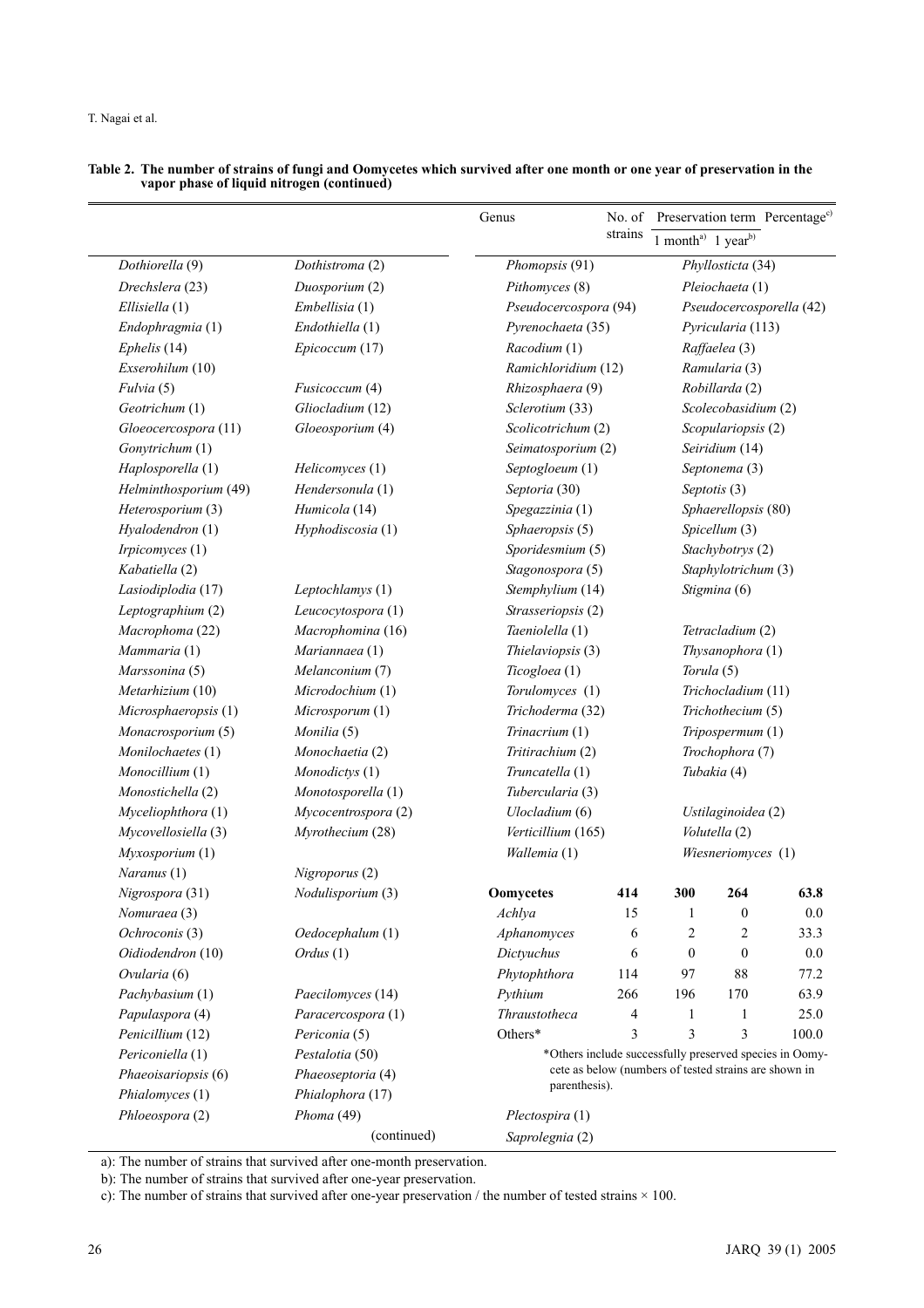**Table 2. The number of strains of fungi and Oomycetes which survived after one month or one year of preservation in the vapor phase of liquid nitrogen (continued)**

| | | Genus | No. of strains | Preservation term 1 month[a)] | 1 year[b)] | Percentage[c)] |
|---|---|---|---|---|---|---|
| *Dothiorella* (9) | *Dothistroma* (2) | *Phomopsis* (91) | | *Phyllosticta* (34) | | |
| *Drechslera* (23) | *Duosporium* (2) | *Pithomyces* (8) | | *Pleiochaeta* (1) | | |
| *Ellisiella* (1) | *Embellisia* (1) | *Pseudocercospora* (94) | | *Pseudocercosporella* (42) | | |
| *Endophragmia* (1) | *Endothiella* (1) | *Pyrenochaeta* (35) | | *Pyricularia* (113) | | |
| *Ephelis* (14) | *Epicoccum* (17) | *Racodium* (1) | | *Raffaelea* (3) | | |
| *Exserohilum* (10) | | *Ramichloridium* (12) | | *Ramularia* (3) | | |
| *Fulvia* (5) | *Fusicoccum* (4) | *Rhizosphaera* (9) | | *Robillarda* (2) | | |
| *Geotrichum* (1) | *Gliocladium* (12) | *Sclerotium* (33) | | *Scolecobasidium* (2) | | |
| *Gloeocercospora* (11) | *Gloeosporium* (4) | *Scolicotrichum* (2) | | *Scopulariopsis* (2) | | |
| *Gonytrichum* (1) | | *Seimatosporium* (2) | | *Seiridium* (14) | | |
| *Haplosporella* (1) | *Helicomyces* (1) | *Septogloeum* (1) | | *Septonema* (3) | | |
| *Helminthosporium* (49) | *Hendersonula* (1) | *Septoria* (30) | | *Septotis* (3) | | |
| *Heterosporium* (3) | *Humicola* (14) | *Spegazzinia* (1) | | *Sphaerellopsis* (80) | | |
| *Hyalodendron* (1) | *Hyphodiscosia* (1) | *Sphaeropsis* (5) | | *Spicellum* (3) | | |
| *Irpicomyces* (1) | | *Sporidesmium* (5) | | *Stachybotrys* (2) | | |
| *Kabatiella* (2) | | *Stagonospora* (5) | | *Staphylotrichum* (3) | | |
| *Lasiodiplodia* (17) | *Leptochlamys* (1) | *Stemphylium* (14) | | *Stigmina* (6) | | |
| *Leptographium* (2) | *Leucocytospora* (1) | *Strasseriopsis* (2) | | | | |
| *Macrophoma* (22) | *Macrophomina* (16) | *Taeniolella* (1) | | *Tetracladium* (2) | | |
| *Mammaria* (1) | *Mariannaea* (1) | *Thielaviopsis* (3) | | *Thysanophora* (1) | | |
| *Marssonina* (5) | *Melanconium* (7) | *Ticogloea* (1) | | *Torula* (5) | | |
| *Metarhizium* (10) | *Microdochium* (1) | *Torulomyces* (1) | | *Trichocladium* (11) | | |
| *Microsphaeropsis* (1) | *Microsporum* (1) | *Trichoderma* (32) | | *Trichothecium* (5) | | |
| *Monacrosporium* (5) | *Monilia* (5) | *Trinacrium* (1) | | *Tripospermum* (1) | | |
| *Monilochaetes* (1) | *Monochaetia* (2) | *Tritirachium* (2) | | *Trochophora* (7) | | |
| *Monocillium* (1) | *Monodictys* (1) | *Truncatella* (1) | | *Tubakia* (4) | | |
| *Monostichella* (2) | *Monotosporella* (1) | *Tubercularia* (3) | | | | |
| *Myceliophthora* (1) | *Mycocentrospora* (2) | *Ulocladium* (6) | | *Ustilaginoidea* (2) | | |
| *Mycovellosiella* (3) | *Myrothecium* (28) | *Verticillium* (165) | | *Volutella* (2) | | |
| *Myxosporium* (1) | | *Wallemia* (1) | | *Wiesneriomyces* (1) | | |
| *Naranus* (1) | *Nigroporus* (2) | | | | | |
| *Nigrospora* (31) | *Nodulisporium* (3) | **Oomycetes** | **414** | **300** | **264** | **63.8** |
| *Nomuraea* (3) | | *Achlya* | 15 | 1 | 0 | 0.0 |
| *Ochroconis* (3) | *Oedocephalum* (1) | *Aphanomyces* | 6 | 2 | 2 | 33.3 |
| *Oidiodendron* (10) | *Ordus* (1) | *Dictyuchus* | 6 | 0 | 0 | 0.0 |
| *Ovularia* (6) | | *Phytophthora* | 114 | 97 | 88 | 77.2 |
| *Pachybasium* (1) | *Paecilomyces* (14) | *Pythium* | 266 | 196 | 170 | 63.9 |
| *Papulaspora* (4) | *Paracercospora* (1) | *Thraustotheca* | 4 | 1 | 1 | 25.0 |
| *Penicillium* (12) | *Periconia* (5) | Others* | 3 | 3 | 3 | 100.0 |
| *Periconiella* (1) | *Pestalotia* (50) | *Others include successfully preserved species in Oomycete as below (numbers of tested strains are shown in parenthesis). | | | | |
| *Phaeoisariopsis* (6) | *Phaeoseptoria* (4) | | | | | |
| *Phialomyces* (1) | *Phialophora* (17) | | | | | |
| *Phloeospora* (2) | *Phoma* (49) | *Plectospira* (1) | | | | |
| | (continued) | *Saprolegnia* (2) | | | | |

a): The number of strains that survived after one-month preservation.

b): The number of strains that survived after one-year preservation.

c): The number of strains that survived after one-year preservation / the number of tested strains × 100.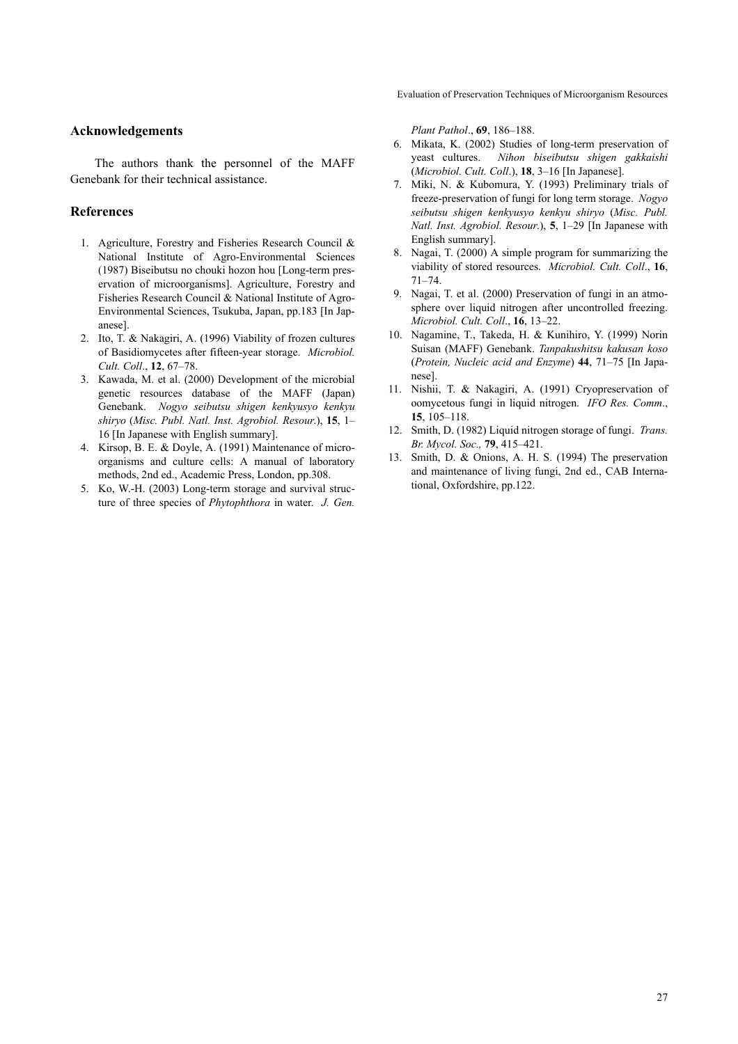## Acknowledgements

The authors thank the personnel of the MAFF Genebank for their technical assistance.

## References

1. Agriculture, Forestry and Fisheries Research Council & National Institute of Agro-Environmental Sciences (1987) Biseibutsu no chouki hozon hou [Long-term preservation of microorganisms]. Agriculture, Forestry and Fisheries Research Council & National Institute of Agro-Environmental Sciences, Tsukuba, Japan, pp.183 [In Japanese].
2. Ito, T. & Nakagiri, A. (1996) Viability of frozen cultures of Basidiomycetes after fifteen-year storage. *Microbiol. Cult. Coll*., **12**, 67–78.
3. Kawada, M. et al. (2000) Development of the microbial genetic resources database of the MAFF (Japan) Genebank. *Nogyo seibutsu shigen kenkyusyo kenkyu shiryo* (*Misc. Publ. Natl. Inst. Agrobiol. Resour.*), **15**, 1–16 [In Japanese with English summary].
4. Kirsop, B. E. & Doyle, A. (1991) Maintenance of microorganisms and culture cells: A manual of laboratory methods, 2nd ed., Academic Press, London, pp.308.
5. Ko, W.-H. (2003) Long-term storage and survival structure of three species of *Phytophthora* in water. *J. Gen. Plant Pathol*., **69**, 186–188.
6. Mikata, K. (2002) Studies of long-term preservation of yeast cultures. *Nihon biseibutsu shigen gakkaishi* (*Microbiol. Cult. Coll*.), **18**, 3–16 [In Japanese].
7. Miki, N. & Kubomura, Y. (1993) Preliminary trials of freeze-preservation of fungi for long term storage. *Nogyo seibutsu shigen kenkyusyo kenkyu shiryo* (*Misc. Publ. Natl. Inst. Agrobiol. Resour.*), **5**, 1–29 [In Japanese with English summary].
8. Nagai, T. (2000) A simple program for summarizing the viability of stored resources. *Microbiol. Cult. Coll*., **16**, 71–74.
9. Nagai, T. et al. (2000) Preservation of fungi in an atmosphere over liquid nitrogen after uncontrolled freezing. *Microbiol. Cult. Coll*., **16**, 13–22.
10. Nagamine, T., Takeda, H. & Kunihiro, Y. (1999) Norin Suisan (MAFF) Genebank. *Tanpakushitsu kakusan koso* (*Protein, Nucleic acid and Enzyme*) **44**, 71–75 [In Japanese].
11. Nishii, T. & Nakagiri, A. (1991) Cryopreservation of oomycetous fungi in liquid nitrogen. *IFO Res. Comm*., **15**, 105–118.
12. Smith, D. (1982) Liquid nitrogen storage of fungi. *Trans. Br. Mycol. Soc.,* **79**, 415–421.
13. Smith, D. & Onions, A. H. S. (1994) The preservation and maintenance of living fungi, 2nd ed., CAB International, Oxfordshire, pp.122.